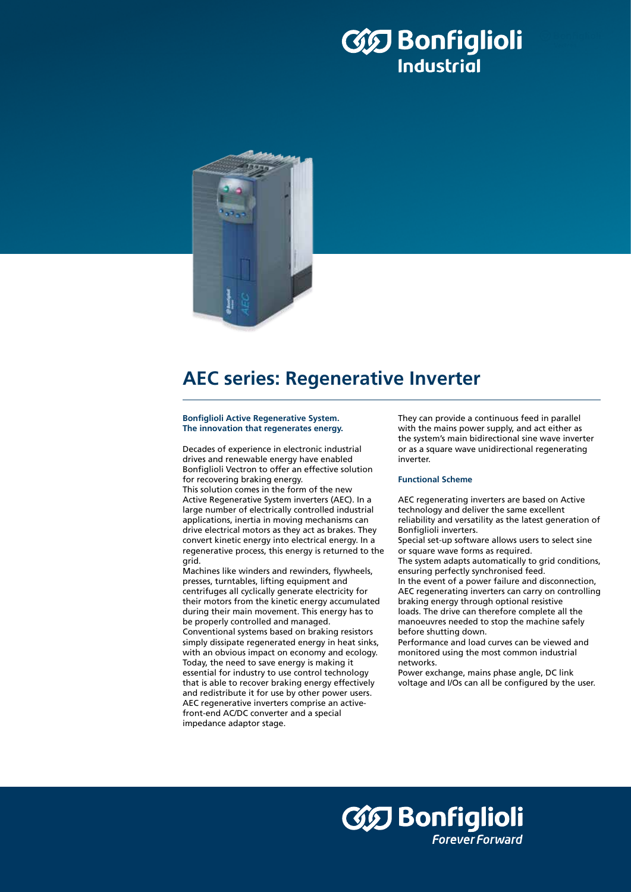# AEC series: Regenerative Inverter

**Bonfiglioli Active Regenerative System.**
**The innovation that regenerates energy.**

Decades of experience in electronic industrial drives and renewable energy have enabled Bonfiglioli Vectron to offer an effective solution for recovering braking energy.
This solution comes in the form of the new Active Regenerative System inverters (AEC). In a large number of electrically controlled industrial applications, inertia in moving mechanisms can drive electrical motors as they act as brakes. They convert kinetic energy into electrical energy. In a regenerative process, this energy is returned to the grid.
Machines like winders and rewinders, flywheels, presses, turntables, lifting equipment and centrifuges all cyclically generate electricity for their motors from the kinetic energy accumulated during their main movement. This energy has to be properly controlled and managed.
Conventional systems based on braking resistors simply dissipate regenerated energy in heat sinks, with an obvious impact on economy and ecology. Today, the need to save energy is making it essential for industry to use control technology that is able to recover braking energy effectively and redistribute it for use by other power users.
AEC regenerative inverters comprise an active-front-end AC/DC converter and a special impedance adaptor stage.
They can provide a continuous feed in parallel with the mains power supply, and act either as the system's main bidirectional sine wave inverter or as a square wave unidirectional regenerating inverter.

### Functional Scheme

AEC regenerating inverters are based on Active technology and deliver the same excellent reliability and versatility as the latest generation of Bonfiglioli inverters.
Special set-up software allows users to select sine or square wave forms as required.
The system adapts automatically to grid conditions, ensuring perfectly synchronised feed.
In the event of a power failure and disconnection, AEC regenerating inverters can carry on controlling braking energy through optional resistive loads. The drive can therefore complete all the manoeuvres needed to stop the machine safely before shutting down.
Performance and load curves can be viewed and monitored using the most common industrial networks.
Power exchange, mains phase angle, DC link voltage and I/Os can all be configured by the user.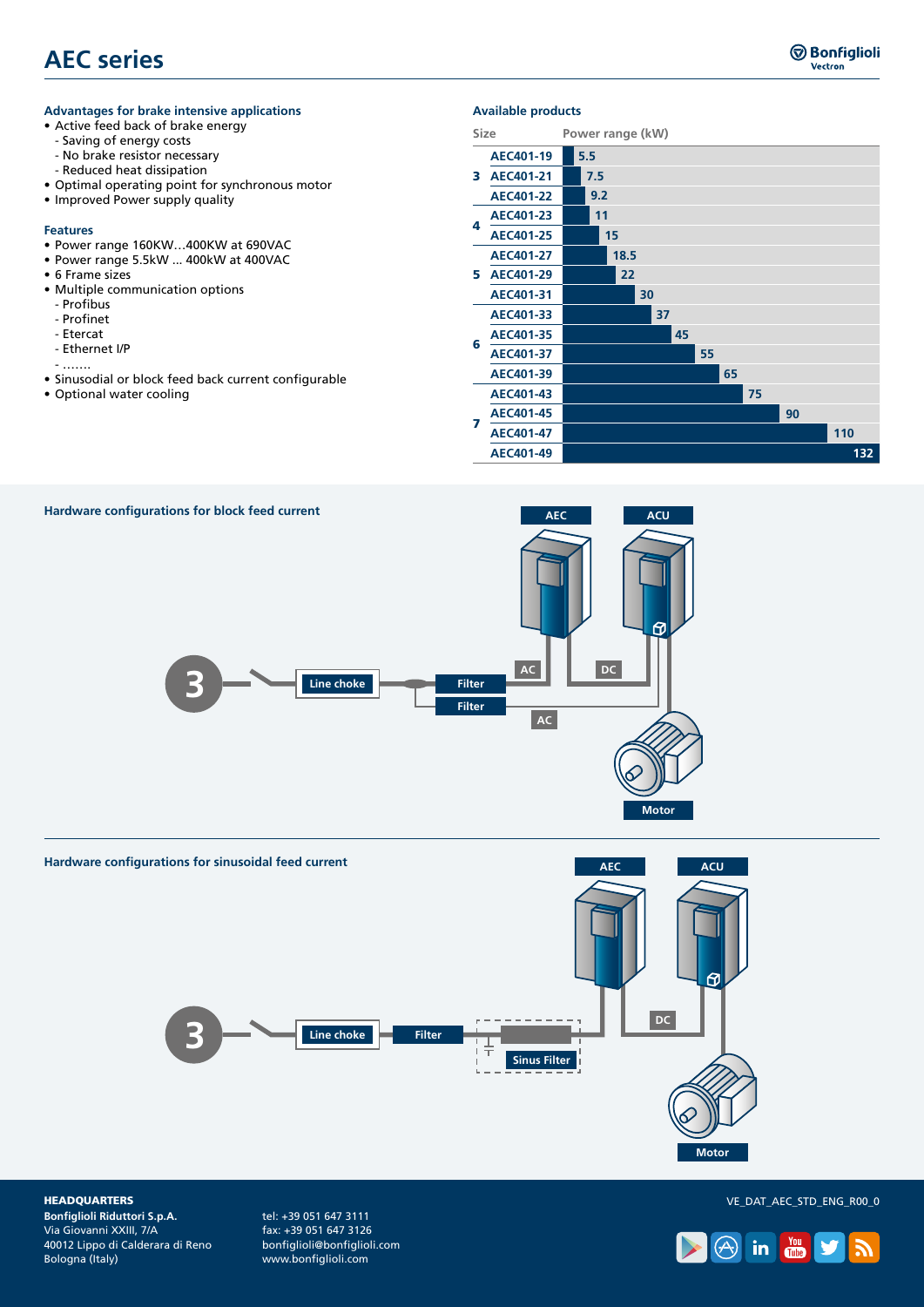# AEC series

### Advantages for brake intensive applications

- Active feed back of brake energy
  - Saving of energy costs
  - No brake resistor necessary
  - Reduced heat dissipation
- Optimal operating point for synchronous motor
- Improved Power supply quality

### Features

- Power range 160KW…400KW at 690VAC
- Power range 5.5kW … 400kW at 400VAC
- 6 Frame sizes
- Multiple communication options
  - Profibus
  - Profinet
  - Ethercat
  - Ethernet I/P
  - …….
- Sinusodial or block feed back current configurable
- Optional water cooling

### Available products

Size
Power range (kW)

3
AEC401-19 5.5
AEC401-21 7.5
AEC401-22 9.2

4
AEC401-23 11
AEC401-25 15

5
AEC401-27 18.5
AEC401-29 22
AEC401-31 30

6
AEC401-33 37
AEC401-35 45
AEC401-37 55
AEC401-39 65

7
AEC401-43 75
AEC401-45 90
AEC401-47 110
AEC401-49 132

### Hardware configurations for block feed current

AEC
ACU
3
Line choke
Filter
Filter
AC
DC
AC
Motor

### Hardware configurations for sinusoidal feed current

AEC
ACU
3
Line choke
Filter
Sinus Filter
DC
Motor

**HEADQUARTERS**
**Bonfiglioli Riduttori S.p.A.**
Via Giovanni XXIII, 7/A
40012 Lippo di Calderara di Reno
Bologna (Italy)

tel: +39 051 647 3111
fax: +39 051 647 3126
bonfiglioli@bonfiglioli.com
www.bonfiglioli.com

VE_DAT_AEC_STD_ENG_R00_0